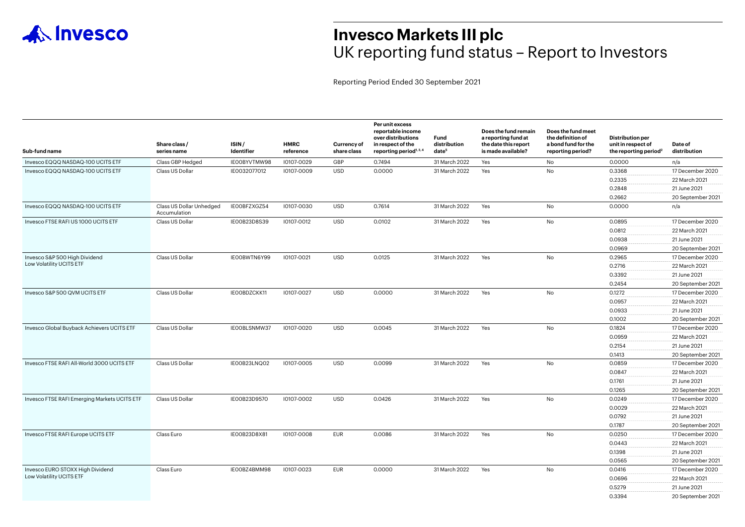# Invesco Markets III plc

## UK reporting fund status – Report to Investors

Reporting Period Ended 30 September 2021

| Sub-fund name | Share class / series name | ISIN / Identifier | HMRC reference | Currency of share class | Per unit excess reportable income over distributions in respect of the reporting period[1,3,4] | Fund distribution date[5] | Does the fund remain a reporting fund at the date this report is made available? | Does the fund meet the definition of a bond fund for the reporting period? | Distribution per unit in respect of the reporting period[2] | Date of distribution |
|---|---|---|---|---|---|---|---|---|---|---|
| Invesco EQQQ NASDAQ-100 UCITS ETF | Class GBP Hedged | IE00BYVTMW98 | I0107-0029 | GBP | 0.7494 | 31 March 2022 | Yes | No | 0.0000 | n/a |
| Invesco EQQQ NASDAQ-100 UCITS ETF | Class US Dollar | IE0032077012 | I0107-0009 | USD | 0.0000 | 31 March 2022 | Yes | No | 0.3368 | 17 December 2020 |
| | | | | | | | | | 0.2335 | 22 March 2021 |
| | | | | | | | | | 0.2848 | 21 June 2021 |
| | | | | | | | | | 0.2662 | 20 September 2021 |
| Invesco EQQQ NASDAQ-100 UCITS ETF | Class US Dollar Unhedged Accumulation | IE00BFZXGZ54 | I0107-0030 | USD | 0.7614 | 31 March 2022 | Yes | No | 0.0000 | n/a |
| Invesco FTSE RAFI US 1000 UCITS ETF | Class US Dollar | IE00B23D8S39 | I0107-0012 | USD | 0.0102 | 31 March 2022 | Yes | No | 0.0895 | 17 December 2020 |
| | | | | | | | | | 0.0812 | 22 March 2021 |
| | | | | | | | | | 0.0938 | 21 June 2021 |
| | | | | | | | | | 0.0969 | 20 September 2021 |
| Invesco S&P 500 High Dividend Low Volatility UCITS ETF | Class US Dollar | IE00BWTN6Y99 | I0107-0021 | USD | 0.0125 | 31 March 2022 | Yes | No | 0.2965 | 17 December 2020 |
| | | | | | | | | | 0.2716 | 22 March 2021 |
| | | | | | | | | | 0.3392 | 21 June 2021 |
| | | | | | | | | | 0.2454 | 20 September 2021 |
| Invesco S&P 500 QVM UCITS ETF | Class US Dollar | IE00BDZCKK11 | I0107-0027 | USD | 0.0000 | 31 March 2022 | Yes | No | 0.1272 | 17 December 2020 |
| | | | | | | | | | 0.0957 | 22 March 2021 |
| | | | | | | | | | 0.0933 | 21 June 2021 |
| | | | | | | | | | 0.1002 | 20 September 2021 |
| Invesco Global Buyback Achievers UCITS ETF | Class US Dollar | IE00BLSNMW37 | I0107-0020 | USD | 0.0045 | 31 March 2022 | Yes | No | 0.1824 | 17 December 2020 |
| | | | | | | | | | 0.0959 | 22 March 2021 |
| | | | | | | | | | 0.2154 | 21 June 2021 |
| | | | | | | | | | 0.1413 | 20 September 2021 |
| Invesco FTSE RAFI All-World 3000 UCITS ETF | Class US Dollar | IE00B23LNQ02 | I0107-0005 | USD | 0.0099 | 31 March 2022 | Yes | No | 0.0859 | 17 December 2020 |
| | | | | | | | | | 0.0847 | 22 March 2021 |
| | | | | | | | | | 0.1761 | 21 June 2021 |
| | | | | | | | | | 0.1265 | 20 September 2021 |
| Invesco FTSE RAFI Emerging Markets UCITS ETF | Class US Dollar | IE00B23D9570 | I0107-0002 | USD | 0.0426 | 31 March 2022 | Yes | No | 0.0249 | 17 December 2020 |
| | | | | | | | | | 0.0029 | 22 March 2021 |
| | | | | | | | | | 0.0792 | 21 June 2021 |
| | | | | | | | | | 0.1787 | 20 September 2021 |
| Invesco FTSE RAFI Europe UCITS ETF | Class Euro | IE00B23D8X81 | I0107-0008 | EUR | 0.0086 | 31 March 2022 | Yes | No | 0.0250 | 17 December 2020 |
| | | | | | | | | | 0.0443 | 22 March 2021 |
| | | | | | | | | | 0.1398 | 21 June 2021 |
| | | | | | | | | | 0.0565 | 20 September 2021 |
| Invesco EURO STOXX High Dividend Low Volatility UCITS ETF | Class Euro | IE00BZ4BMM98 | I0107-0023 | EUR | 0.0000 | 31 March 2022 | Yes | No | 0.0416 | 17 December 2020 |
| | | | | | | | | | 0.0696 | 22 March 2021 |
| | | | | | | | | | 0.5279 | 21 June 2021 |
| | | | | | | | | | 0.3394 | 20 September 2021 |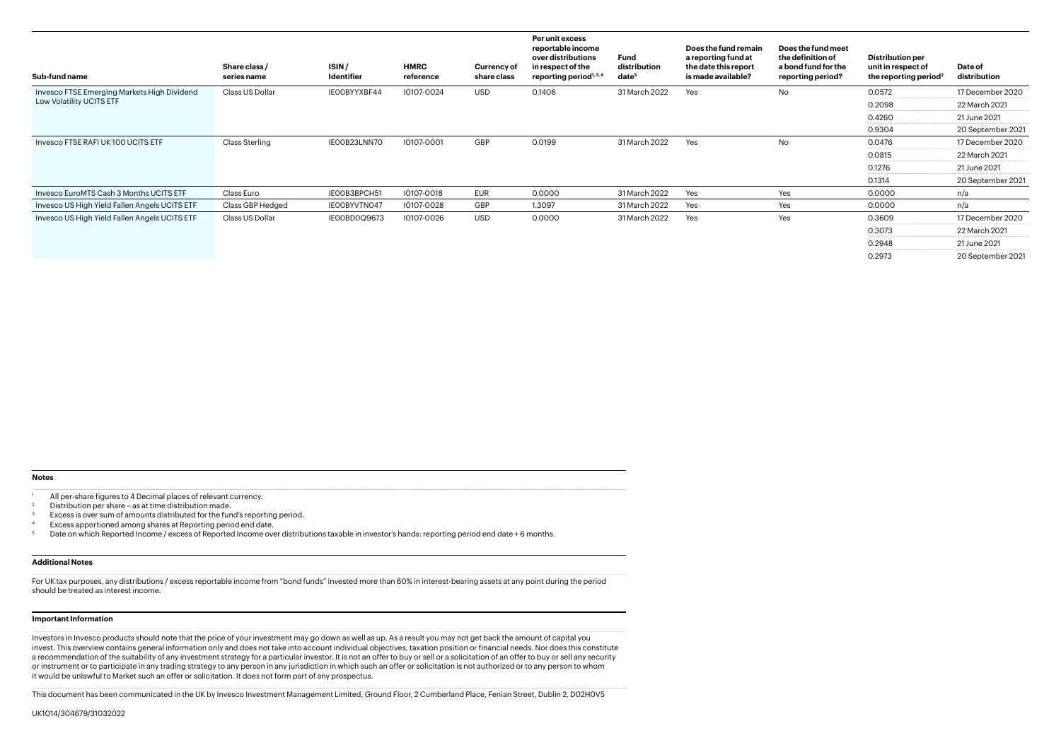| Sub-fund name | Share class / series name | ISIN / Identifier | HMRC reference | Currency of share class | Per unit excess reportable income over distributions in respect of the reporting period[1, 3, 4] | Fund distribution date[5] | Does the fund remain a reporting fund at the date this report is made available? | Does the fund meet the definition of a bond fund for the reporting period? | Distribution per unit in respect of the reporting period[2] | Date of distribution |
|---|---|---|---|---|---|---|---|---|---|---|
| Invesco FTSE Emerging Markets High Dividend Low Volatility UCITS ETF | Class US Dollar | IE00BYYXBF44 | I0107-0024 | USD | 0.1406 | 31 March 2022 | Yes | No | 0.0572 | 17 December 2020 |
| | | | | | | | | | 0.2098 | 22 March 2021 |
| | | | | | | | | | 0.4260 | 21 June 2021 |
| | | | | | | | | | 0.9304 | 20 September 2021 |
| Invesco FTSE RAFI UK 100 UCITS ETF | Class Sterling | IE00B23LNN70 | I0107-0001 | GBP | 0.0199 | 31 March 2022 | Yes | No | 0.0476 | 17 December 2020 |
| | | | | | | | | | 0.0815 | 22 March 2021 |
| | | | | | | | | | 0.1276 | 21 June 2021 |
| | | | | | | | | | 0.1314 | 20 September 2021 |
| Invesco EuroMTS Cash 3 Months UCITS ETF | Class Euro | IE00B3BPCH51 | I0107-0018 | EUR | 0.0000 | 31 March 2022 | Yes | Yes | 0.0000 | n/a |
| Invesco US High Yield Fallen Angels UCITS ETF | Class GBP Hedged | IE00BYVTN047 | I0107-0028 | GBP | 1.3097 | 31 March 2022 | Yes | Yes | 0.0000 | n/a |
| Invesco US High Yield Fallen Angels UCITS ETF | Class US Dollar | IE00BD0Q9673 | I0107-0026 | USD | 0.0000 | 31 March 2022 | Yes | Yes | 0.3609 | 17 December 2020 |
| | | | | | | | | | 0.3073 | 22 March 2021 |
| | | | | | | | | | 0.2948 | 21 June 2021 |
| | | | | | | | | | 0.2973 | 20 September 2021 |

**Notes**

1. All per-share figures to 4 Decimal places of relevant currency.
2. Distribution per share – as at time distribution made.
3. Excess is over sum of amounts distributed for the fund's reporting period.
4. Excess apportioned among shares at Reporting period end date.
5. Date on which Reported Income / excess of Reported Income over distributions taxable in investor's hands: reporting period end date + 6 months.

**Additional Notes**

For UK tax purposes, any distributions / excess reportable income from "bond funds" invested more than 60% in interest-bearing assets at any point during the period should be treated as interest income.

**Important Information**

Investors in Invesco products should note that the price of your investment may go down as well as up. As a result you may not get back the amount of capital you invest. This overview contains general information only and does not take into account individual objectives, taxation position or financial needs. Nor does this constitute a recommendation of the suitability of any investment strategy for a particular investor. It is not an offer to buy or sell or a solicitation of an offer to buy or sell any security or instrument or to participate in any trading strategy to any person in any jurisdiction in which such an offer or solicitation is not authorized or to any person to whom it would be unlawful to Market such an offer or solicitation. It does not form part of any prospectus.

This document has been communicated in the UK by Invesco Investment Management Limited, Ground Floor, 2 Cumberland Place, Fenian Street, Dublin 2, D02H0V5

UK1014/304679/31032022